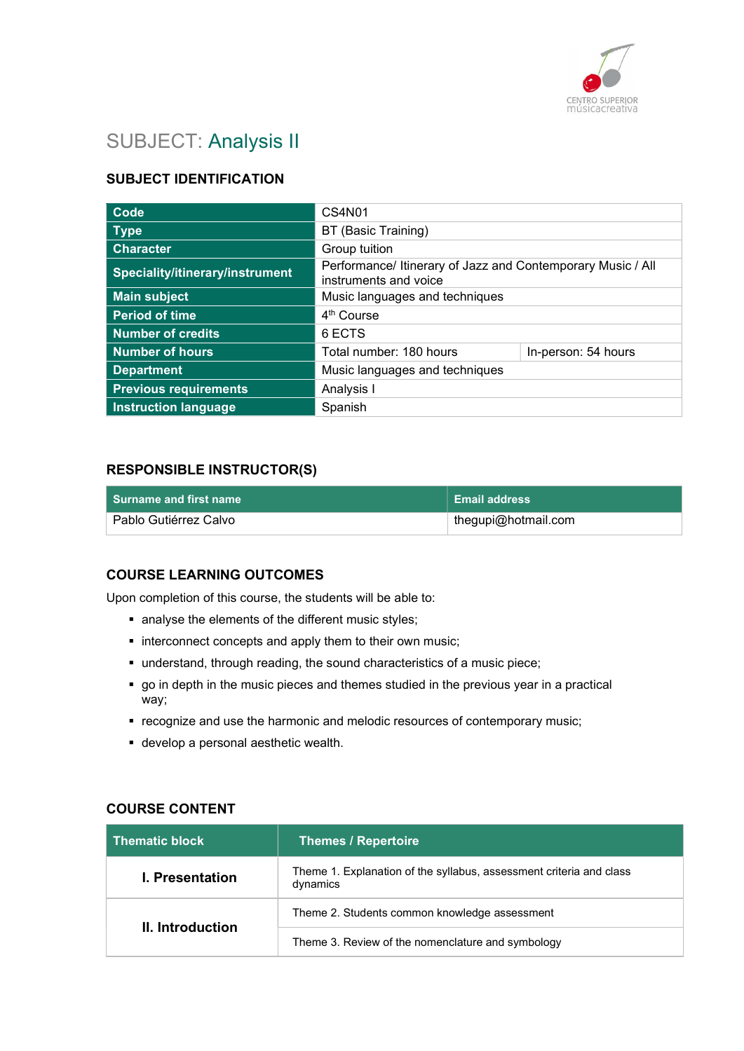# SUBJECT: Analysis II

## SUBJECT IDENTIFICATION

| | | |
|---|---|---|
| **Code** | CS4N01 | |
| **Type** | BT (Basic Training) | |
| **Character** | Group tuition | |
| **Speciality/itinerary/instrument** | Performance/ Itinerary of Jazz and Contemporary Music / All instruments and voice | |
| **Main subject** | Music languages and techniques | |
| **Period of time** | 4th Course | |
| **Number of credits** | 6 ECTS | |
| **Number of hours** | Total number: 180 hours | In-person: 54 hours |
| **Department** | Music languages and techniques | |
| **Previous requirements** | Analysis I | |
| **Instruction language** | Spanish | |

## RESPONSIBLE INSTRUCTOR(S)

| Surname and first name | Email address |
|---|---|
| Pablo Gutiérrez Calvo | thegupi@hotmail.com |

## COURSE LEARNING OUTCOMES

Upon completion of this course, the students will be able to:

- analyse the elements of the different music styles;
- interconnect concepts and apply them to their own music;
- understand, through reading, the sound characteristics of a music piece;
- go in depth in the music pieces and themes studied in the previous year in a practical way;
- recognize and use the harmonic and melodic resources of contemporary music;
- develop a personal aesthetic wealth.

## COURSE CONTENT

| Thematic block | Themes / Repertoire |
|---|---|
| **I. Presentation** | Theme 1. Explanation of the syllabus, assessment criteria and class dynamics |
| **II. Introduction** | Theme 2. Students common knowledge assessment |
| | Theme 3. Review of the nomenclature and symbology |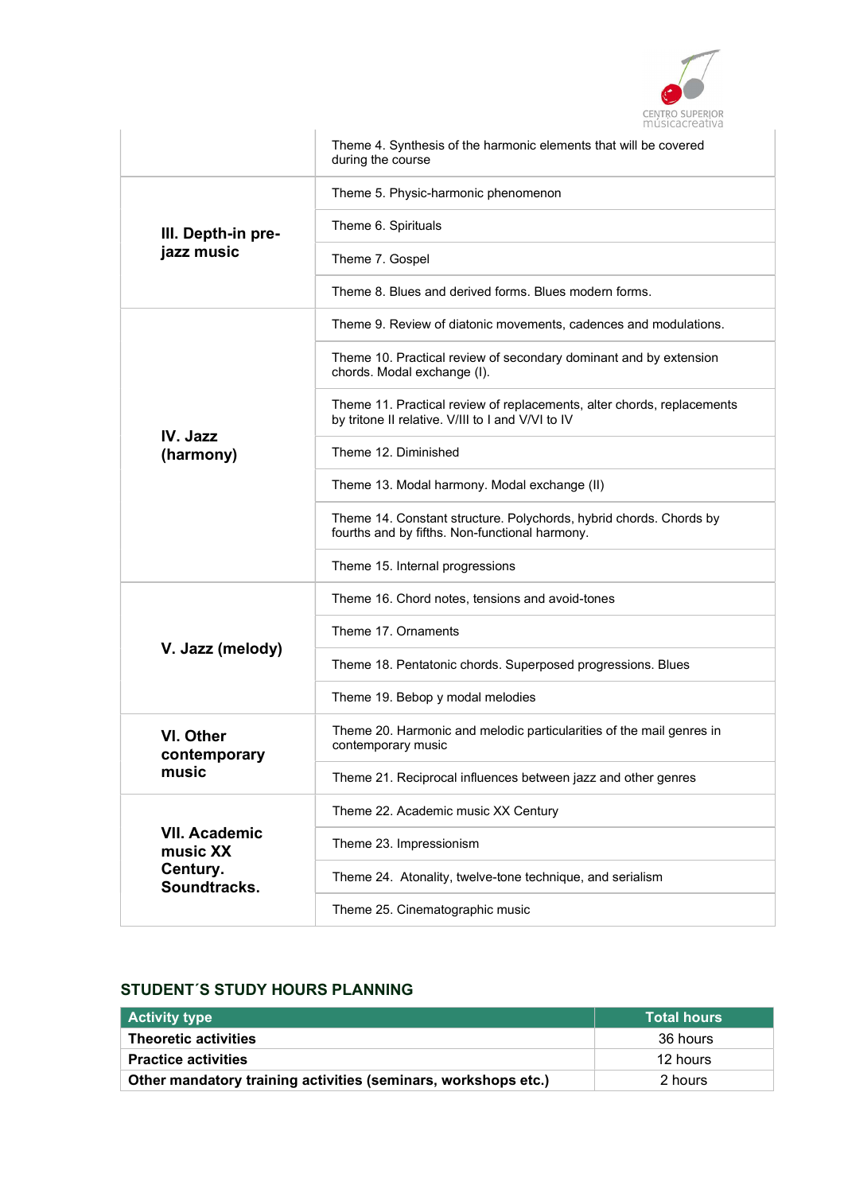| | |
|---|---|
| | Theme 4. Synthesis of the harmonic elements that will be covered during the course |
| **III. Depth-in pre-jazz music** | Theme 5. Physic-harmonic phenomenon |
| | Theme 6. Spirituals |
| | Theme 7. Gospel |
| | Theme 8. Blues and derived forms. Blues modern forms. |
| **IV. Jazz (harmony)** | Theme 9. Review of diatonic movements, cadences and modulations. |
| | Theme 10. Practical review of secondary dominant and by extension chords. Modal exchange (I). |
| | Theme 11. Practical review of replacements, alter chords, replacements by tritone II relative. V/III to I and V/VI to IV |
| | Theme 12. Diminished |
| | Theme 13. Modal harmony. Modal exchange (II) |
| | Theme 14. Constant structure. Polychords, hybrid chords. Chords by fourths and by fifths. Non-functional harmony. |
| | Theme 15. Internal progressions |
| **V. Jazz (melody)** | Theme 16. Chord notes, tensions and avoid-tones |
| | Theme 17. Ornaments |
| | Theme 18. Pentatonic chords. Superposed progressions. Blues |
| | Theme 19. Bebop y modal melodies |
| **VI. Other contemporary music** | Theme 20. Harmonic and melodic particularities of the mail genres in contemporary music |
| | Theme 21. Reciprocal influences between jazz and other genres |
| **VII. Academic music XX Century. Soundtracks.** | Theme 22. Academic music XX Century |
| | Theme 23. Impressionism |
| | Theme 24. Atonality, twelve-tone technique, and serialism |
| | Theme 25. Cinematographic music |

## STUDENT´S STUDY HOURS PLANNING

| Activity type | Total hours |
|---|---|
| **Theoretic activities** | 36 hours |
| **Practice activities** | 12 hours |
| **Other mandatory training activities (seminars, workshops etc.)** | 2 hours |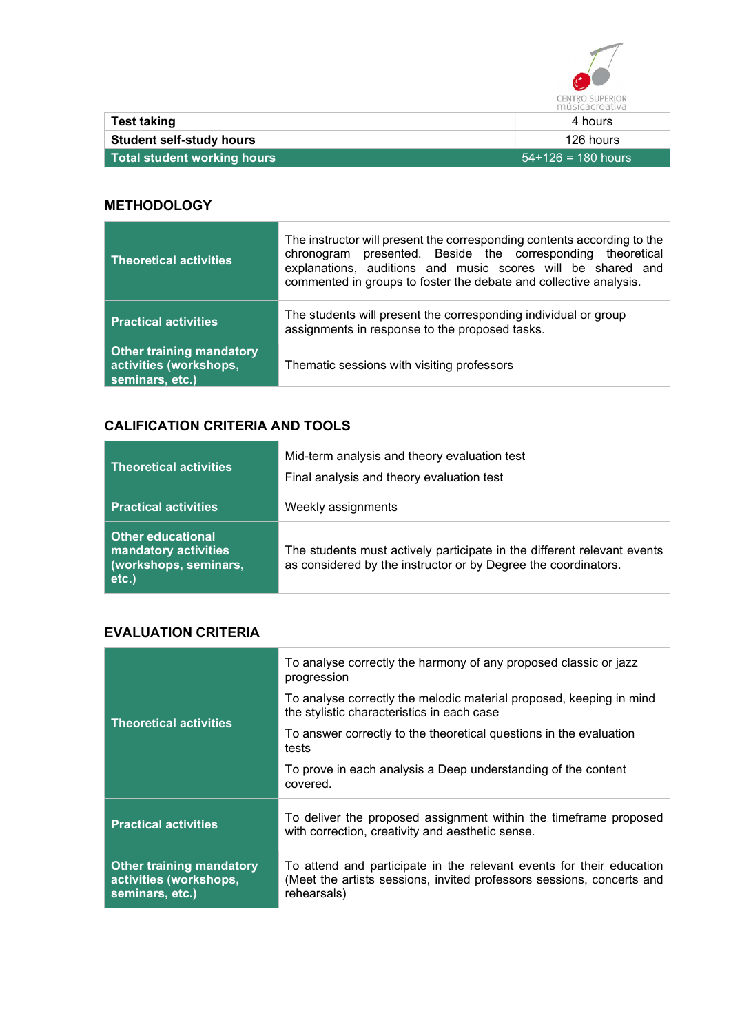| Test taking | 4 hours |
| --- | --- |
| Student self-study hours | 126 hours |
| **Total student working hours** | 54+126 = 180 hours |

## METHODOLOGY

| | |
| --- | --- |
| **Theoretical activities** | The instructor will present the corresponding contents according to the chronogram presented. Beside the corresponding theoretical explanations, auditions and music scores will be shared and commented in groups to foster the debate and collective analysis. |
| **Practical activities** | The students will present the corresponding individual or group assignments in response to the proposed tasks. |
| **Other training mandatory activities (workshops, seminars, etc.)** | Thematic sessions with visiting professors |

## CALIFICATION CRITERIA AND TOOLS

| | |
| --- | --- |
| **Theoretical activities** | Mid-term analysis and theory evaluation test<br>Final analysis and theory evaluation test |
| **Practical activities** | Weekly assignments |
| **Other educational mandatory activities (workshops, seminars, etc.)** | The students must actively participate in the different relevant events as considered by the instructor or by Degree the coordinators. |

## EVALUATION CRITERIA

| | |
| --- | --- |
| **Theoretical activities** | To analyse correctly the harmony of any proposed classic or jazz progression<br>To analyse correctly the melodic material proposed, keeping in mind the stylistic characteristics in each case<br>To answer correctly to the theoretical questions in the evaluation tests<br>To prove in each analysis a Deep understanding of the content covered. |
| **Practical activities** | To deliver the proposed assignment within the timeframe proposed with correction, creativity and aesthetic sense. |
| **Other training mandatory activities (workshops, seminars, etc.)** | To attend and participate in the relevant events for their education (Meet the artists sessions, invited professors sessions, concerts and rehearsals) |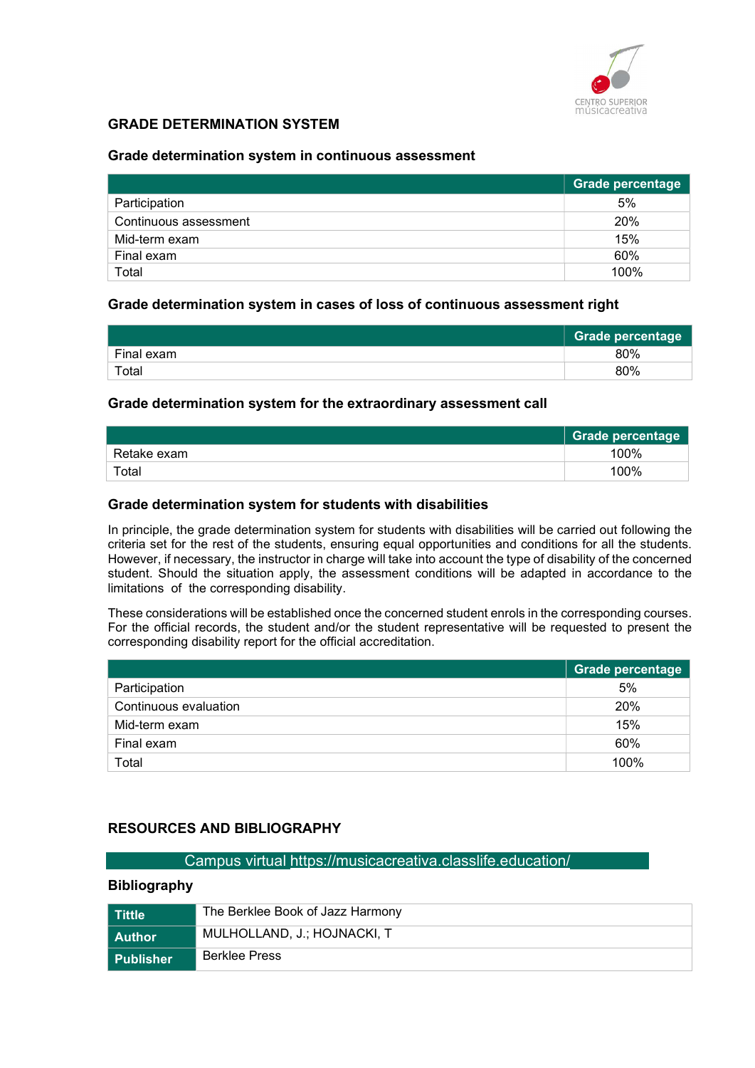## GRADE DETERMINATION SYSTEM

### Grade determination system in continuous assessment

| | Grade percentage |
|---|---|
| Participation | 5% |
| Continuous assessment | 20% |
| Mid-term exam | 15% |
| Final exam | 60% |
| Total | 100% |

### Grade determination system in cases of loss of continuous assessment right

| | Grade percentage |
|---|---|
| Final exam | 80% |
| Total | 80% |

### Grade determination system for the extraordinary assessment call

| | Grade percentage |
|---|---|
| Retake exam | 100% |
| Total | 100% |

### Grade determination system for students with disabilities

In principle, the grade determination system for students with disabilities will be carried out following the criteria set for the rest of the students, ensuring equal opportunities and conditions for all the students. However, if necessary, the instructor in charge will take into account the type of disability of the concerned student. Should the situation apply, the assessment conditions will be adapted in accordance to the limitations of the corresponding disability.

These considerations will be established once the concerned student enrols in the corresponding courses. For the official records, the student and/or the student representative will be requested to present the corresponding disability report for the official accreditation.

| | Grade percentage |
|---|---|
| Participation | 5% |
| Continuous evaluation | 20% |
| Mid-term exam | 15% |
| Final exam | 60% |
| Total | 100% |

## RESOURCES AND BIBLIOGRAPHY

Campus virtual https://musicacreativa.classlife.education/

### Bibliography

| | |
|---|---|
| **Tittle** | The Berklee Book of Jazz Harmony |
| **Author** | MULHOLLAND, J.; HOJNACKI, T |
| **Publisher** | Berklee Press |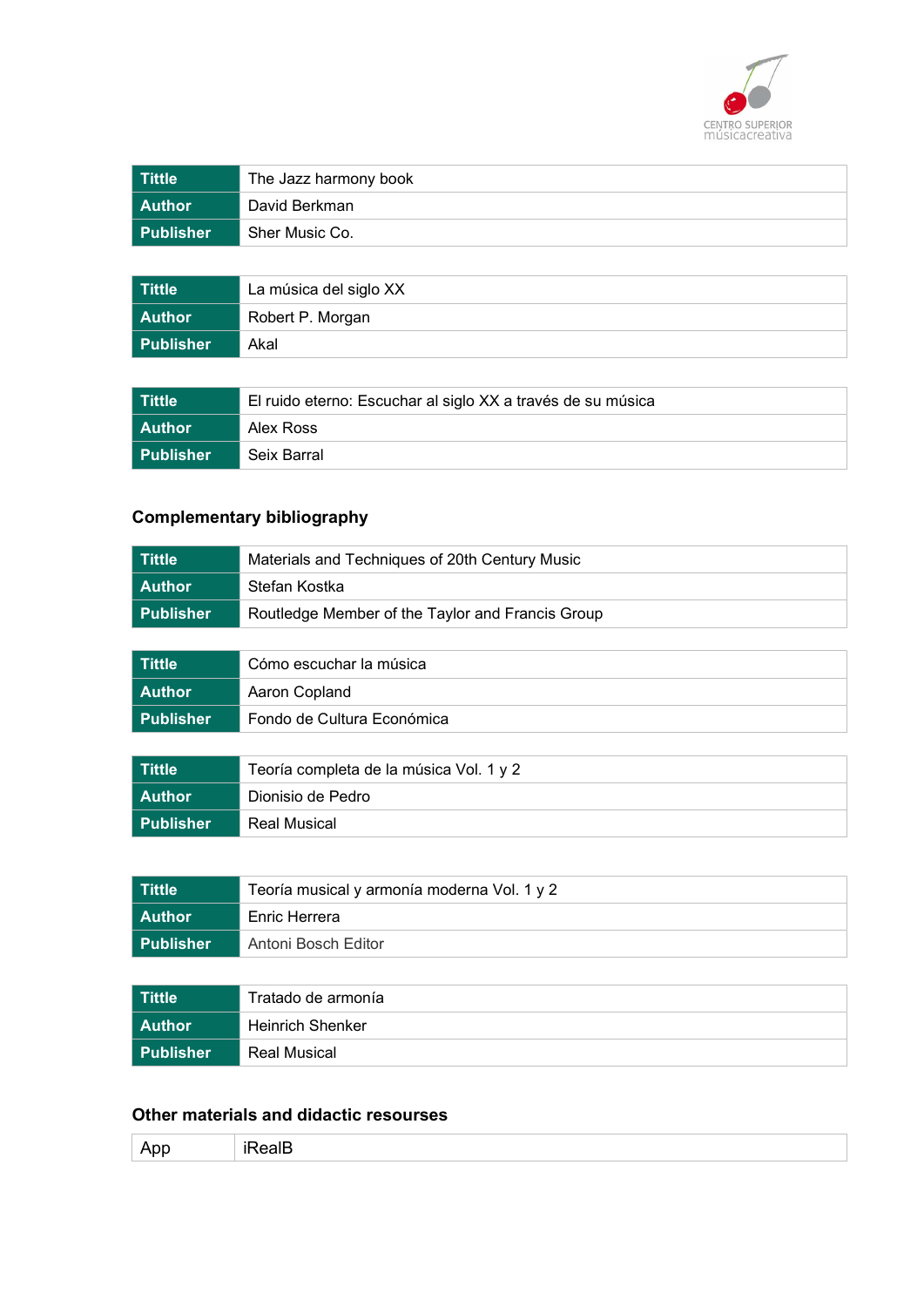| | |
|---|---|
| **Tittle** | The Jazz harmony book |
| **Author** | David Berkman |
| **Publisher** | Sher Music Co. |

| | |
|---|---|
| **Tittle** | La música del siglo XX |
| **Author** | Robert P. Morgan |
| **Publisher** | Akal |

| | |
|---|---|
| **Tittle** | El ruido eterno: Escuchar al siglo XX a través de su música |
| **Author** | Alex Ross |
| **Publisher** | Seix Barral |

### Complementary bibliography

| | |
|---|---|
| **Tittle** | Materials and Techniques of 20th Century Music |
| **Author** | Stefan Kostka |
| **Publisher** | Routledge Member of the Taylor and Francis Group |

| | |
|---|---|
| **Tittle** | Cómo escuchar la música |
| **Author** | Aaron Copland |
| **Publisher** | Fondo de Cultura Económica |

| | |
|---|---|
| **Tittle** | Teoría completa de la música Vol. 1 y 2 |
| **Author** | Dionisio de Pedro |
| **Publisher** | Real Musical |

| | |
|---|---|
| **Tittle** | Teoría musical y armonía moderna Vol. 1 y 2 |
| **Author** | Enric Herrera |
| **Publisher** | Antoni Bosch Editor |

| | |
|---|---|
| **Tittle** | Tratado de armonía |
| **Author** | Heinrich Shenker |
| **Publisher** | Real Musical |

### Other materials and didactic resourses

| | |
|---|---|
| App | iRealB |